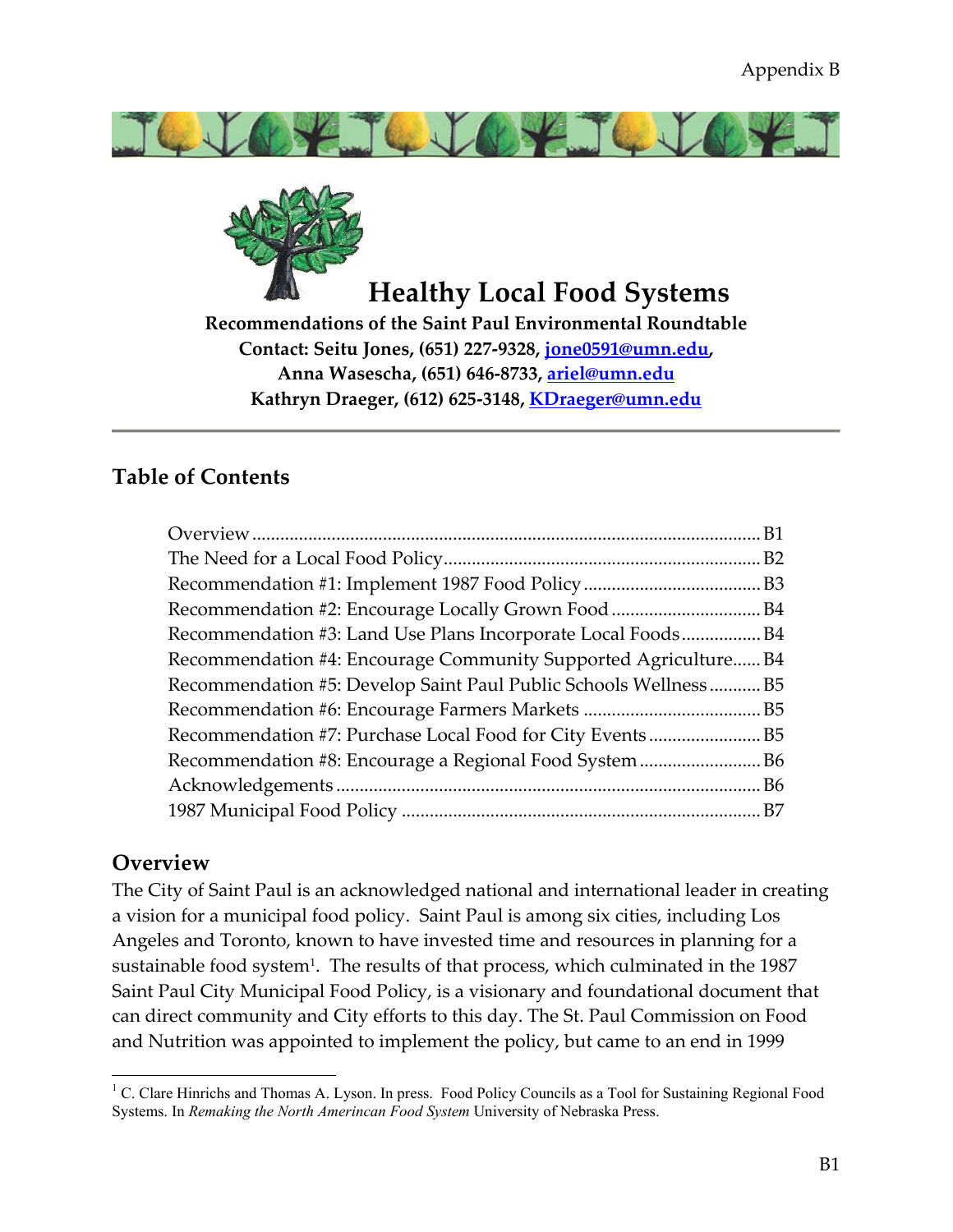Appendix B

# Healthy Local Food Systems

**Recommendations of the Saint Paul Environmental Roundtable**
**Contact: Seitu Jones, (651) 227-9328, jone0591@umn.edu,**
**Anna Wasescha, (651) 646-8733, ariel@umn.edu**
**Kathryn Draeger, (612) 625-3148, KDraeger@umn.edu**

---

## Table of Contents

- Overview ... B1
- The Need for a Local Food Policy ... B2
- Recommendation #1: Implement 1987 Food Policy ... B3
- Recommendation #2: Encourage Locally Grown Food ... B4
- Recommendation #3: Land Use Plans Incorporate Local Foods ... B4
- Recommendation #4: Encourage Community Supported Agriculture ... B4
- Recommendation #5: Develop Saint Paul Public Schools Wellness ... B5
- Recommendation #6: Encourage Farmers Markets ... B5
- Recommendation #7: Purchase Local Food for City Events ... B5
- Recommendation #8: Encourage a Regional Food System ... B6
- Acknowledgements ... B6
- 1987 Municipal Food Policy ... B7

## Overview

The City of Saint Paul is an acknowledged national and international leader in creating a vision for a municipal food policy. Saint Paul is among six cities, including Los Angeles and Toronto, known to have invested time and resources in planning for a sustainable food system[1]. The results of that process, which culminated in the 1987 Saint Paul City Municipal Food Policy, is a visionary and foundational document that can direct community and City efforts to this day. The St. Paul Commission on Food and Nutrition was appointed to implement the policy, but came to an end in 1999

---

[1] C. Clare Hinrichs and Thomas A. Lyson. In press. Food Policy Councils as a Tool for Sustaining Regional Food Systems. In *Remaking the North Amerincan Food System* University of Nebraska Press.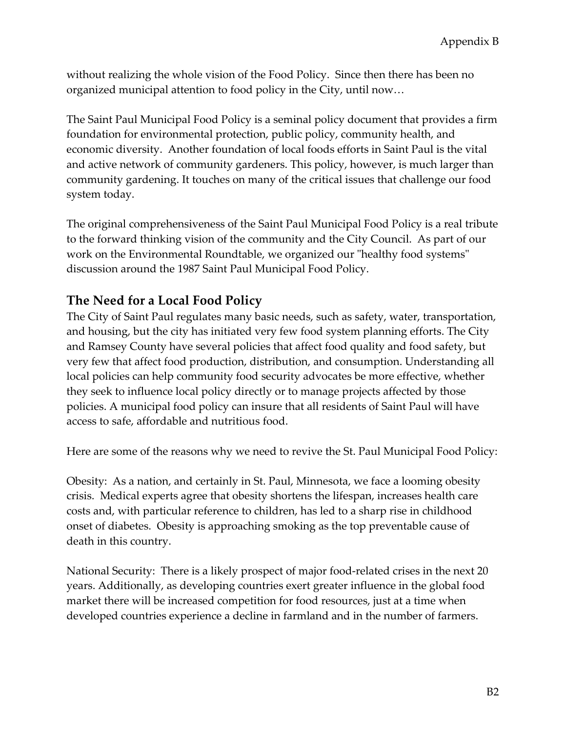without realizing the whole vision of the Food Policy. Since then there has been no organized municipal attention to food policy in the City, until now…

The Saint Paul Municipal Food Policy is a seminal policy document that provides a firm foundation for environmental protection, public policy, community health, and economic diversity. Another foundation of local foods efforts in Saint Paul is the vital and active network of community gardeners. This policy, however, is much larger than community gardening. It touches on many of the critical issues that challenge our food system today.

The original comprehensiveness of the Saint Paul Municipal Food Policy is a real tribute to the forward thinking vision of the community and the City Council. As part of our work on the Environmental Roundtable, we organized our "healthy food systems" discussion around the 1987 Saint Paul Municipal Food Policy.

## The Need for a Local Food Policy

The City of Saint Paul regulates many basic needs, such as safety, water, transportation, and housing, but the city has initiated very few food system planning efforts. The City and Ramsey County have several policies that affect food quality and food safety, but very few that affect food production, distribution, and consumption. Understanding all local policies can help community food security advocates be more effective, whether they seek to influence local policy directly or to manage projects affected by those policies. A municipal food policy can insure that all residents of Saint Paul will have access to safe, affordable and nutritious food.

Here are some of the reasons why we need to revive the St. Paul Municipal Food Policy:

Obesity: As a nation, and certainly in St. Paul, Minnesota, we face a looming obesity crisis. Medical experts agree that obesity shortens the lifespan, increases health care costs and, with particular reference to children, has led to a sharp rise in childhood onset of diabetes. Obesity is approaching smoking as the top preventable cause of death in this country.

National Security: There is a likely prospect of major food-related crises in the next 20 years. Additionally, as developing countries exert greater influence in the global food market there will be increased competition for food resources, just at a time when developed countries experience a decline in farmland and in the number of farmers.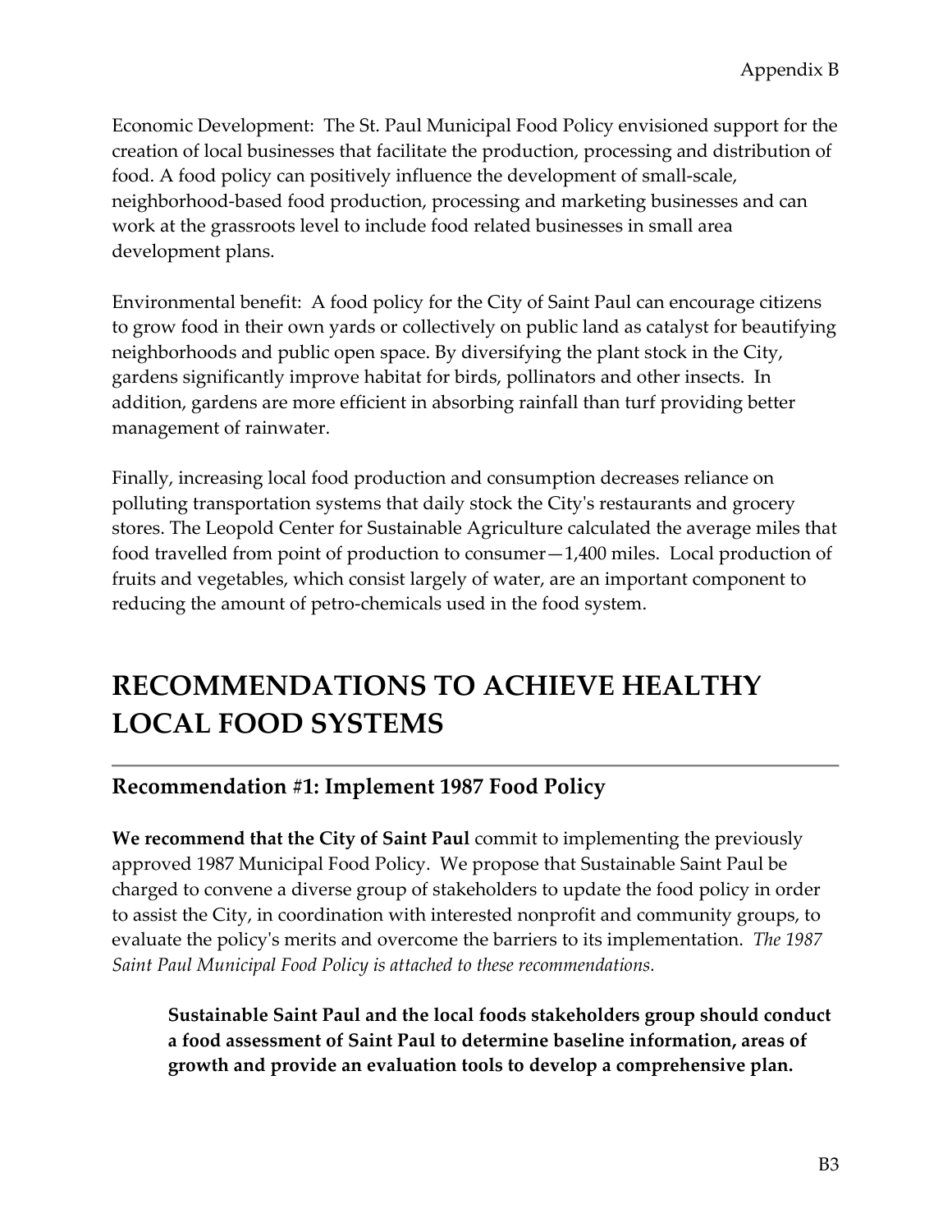Economic Development: The St. Paul Municipal Food Policy envisioned support for the creation of local businesses that facilitate the production, processing and distribution of food. A food policy can positively influence the development of small-scale, neighborhood-based food production, processing and marketing businesses and can work at the grassroots level to include food related businesses in small area development plans.

Environmental benefit: A food policy for the City of Saint Paul can encourage citizens to grow food in their own yards or collectively on public land as catalyst for beautifying neighborhoods and public open space. By diversifying the plant stock in the City, gardens significantly improve habitat for birds, pollinators and other insects. In addition, gardens are more efficient in absorbing rainfall than turf providing better management of rainwater.

Finally, increasing local food production and consumption decreases reliance on polluting transportation systems that daily stock the City's restaurants and grocery stores. The Leopold Center for Sustainable Agriculture calculated the average miles that food travelled from point of production to consumer—1,400 miles. Local production of fruits and vegetables, which consist largely of water, are an important component to reducing the amount of petro-chemicals used in the food system.

# RECOMMENDATIONS TO ACHIEVE HEALTHY LOCAL FOOD SYSTEMS

## Recommendation #1: Implement 1987 Food Policy

**We recommend that the City of Saint Paul** commit to implementing the previously approved 1987 Municipal Food Policy. We propose that Sustainable Saint Paul be charged to convene a diverse group of stakeholders to update the food policy in order to assist the City, in coordination with interested nonprofit and community groups, to evaluate the policy's merits and overcome the barriers to its implementation. *The 1987 Saint Paul Municipal Food Policy is attached to these recommendations.*

> **Sustainable Saint Paul and the local foods stakeholders group should conduct a food assessment of Saint Paul to determine baseline information, areas of growth and provide an evaluation tools to develop a comprehensive plan.**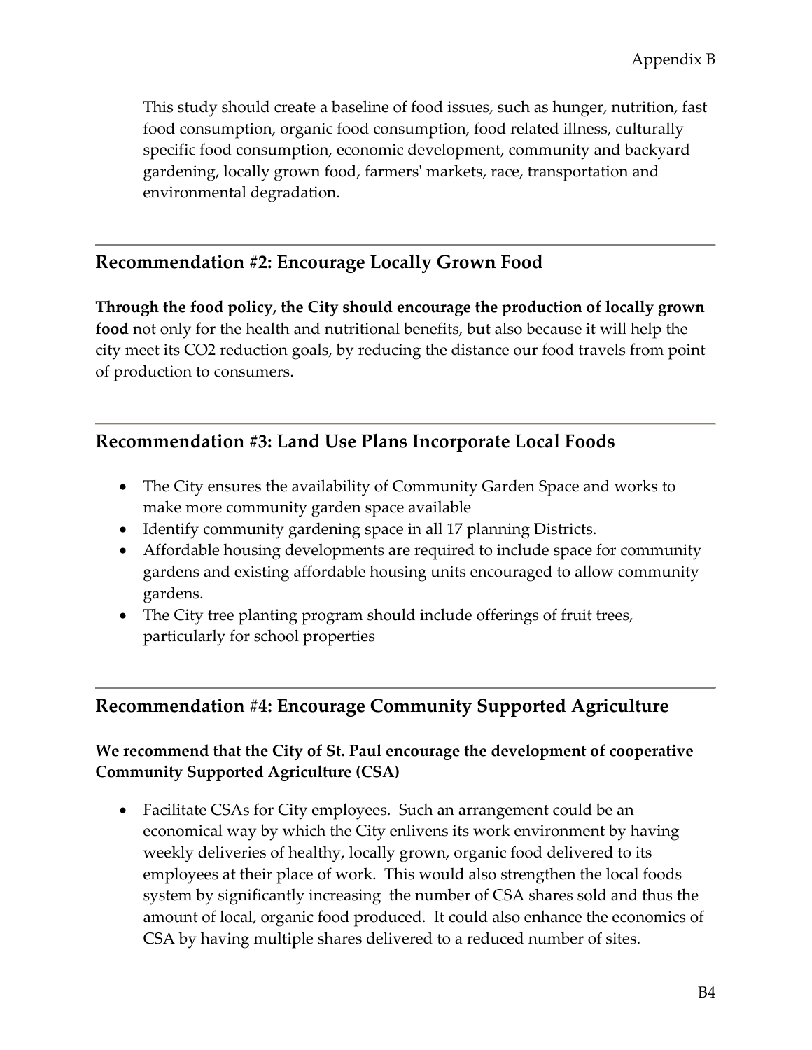This study should create a baseline of food issues, such as hunger, nutrition, fast food consumption, organic food consumption, food related illness, culturally specific food consumption, economic development, community and backyard gardening, locally grown food, farmers' markets, race, transportation and environmental degradation.

## Recommendation #2: Encourage Locally Grown Food

**Through the food policy, the City should encourage the production of locally grown food** not only for the health and nutritional benefits, but also because it will help the city meet its $CO_2$ reduction goals, by reducing the distance our food travels from point of production to consumers.

## Recommendation #3: Land Use Plans Incorporate Local Foods

- The City ensures the availability of Community Garden Space and works to make more community garden space available
- Identify community gardening space in all 17 planning Districts.
- Affordable housing developments are required to include space for community gardens and existing affordable housing units encouraged to allow community gardens.
- The City tree planting program should include offerings of fruit trees, particularly for school properties

## Recommendation #4: Encourage Community Supported Agriculture

**We recommend that the City of St. Paul encourage the development of cooperative Community Supported Agriculture (CSA)**

- Facilitate CSAs for City employees. Such an arrangement could be an economical way by which the City enlivens its work environment by having weekly deliveries of healthy, locally grown, organic food delivered to its employees at their place of work. This would also strengthen the local foods system by significantly increasing the number of CSA shares sold and thus the amount of local, organic food produced. It could also enhance the economics of CSA by having multiple shares delivered to a reduced number of sites.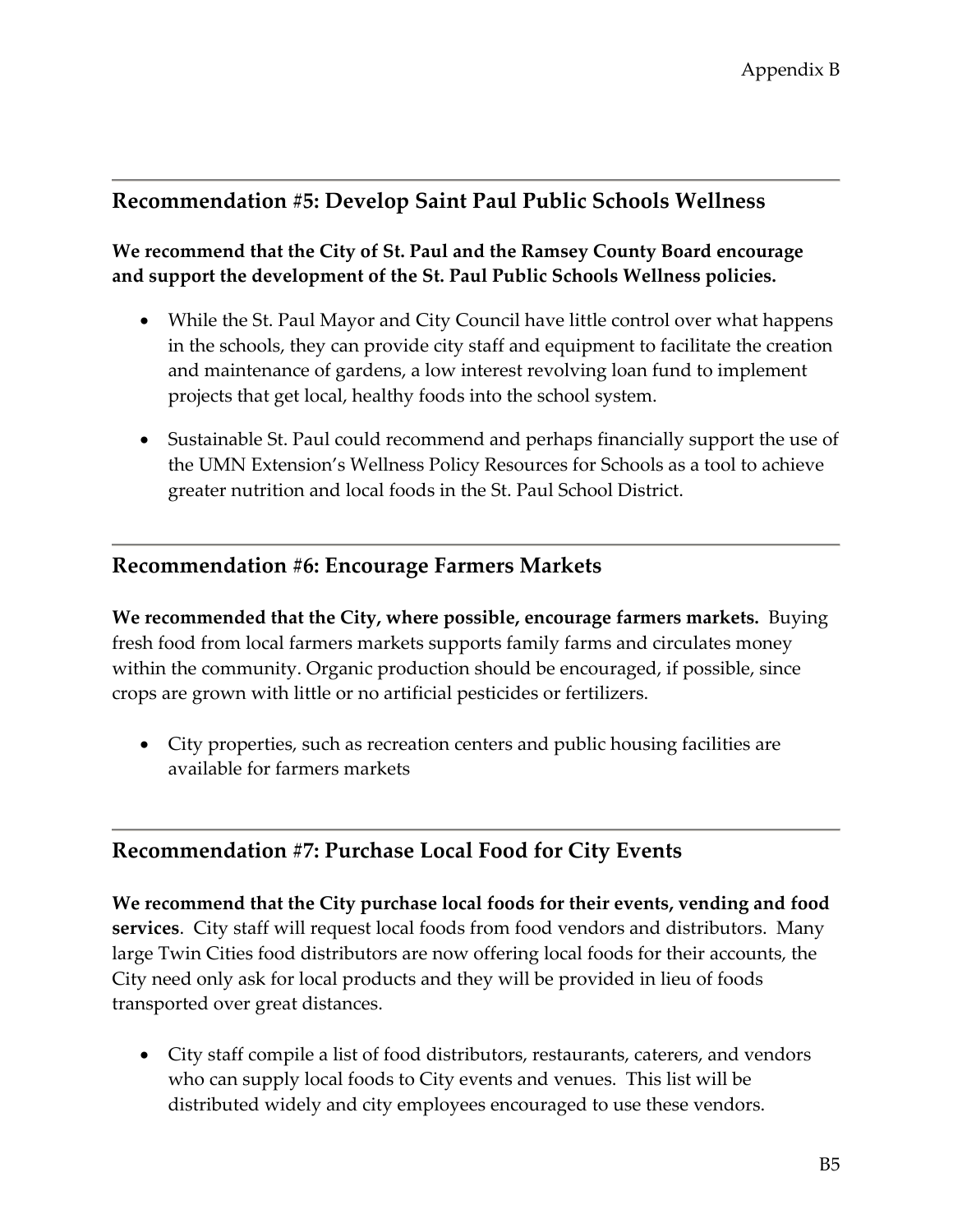## Recommendation #5: Develop Saint Paul Public Schools Wellness

**We recommend that the City of St. Paul and the Ramsey County Board encourage and support the development of the St. Paul Public Schools Wellness policies.**

- While the St. Paul Mayor and City Council have little control over what happens in the schools, they can provide city staff and equipment to facilitate the creation and maintenance of gardens, a low interest revolving loan fund to implement projects that get local, healthy foods into the school system.
- Sustainable St. Paul could recommend and perhaps financially support the use of the UMN Extension's Wellness Policy Resources for Schools as a tool to achieve greater nutrition and local foods in the St. Paul School District.

## Recommendation #6: Encourage Farmers Markets

**We recommended that the City, where possible, encourage farmers markets.** Buying fresh food from local farmers markets supports family farms and circulates money within the community. Organic production should be encouraged, if possible, since crops are grown with little or no artificial pesticides or fertilizers.

- City properties, such as recreation centers and public housing facilities are available for farmers markets

## Recommendation #7: Purchase Local Food for City Events

**We recommend that the City purchase local foods for their events, vending and food services**. City staff will request local foods from food vendors and distributors. Many large Twin Cities food distributors are now offering local foods for their accounts, the City need only ask for local products and they will be provided in lieu of foods transported over great distances.

- City staff compile a list of food distributors, restaurants, caterers, and vendors who can supply local foods to City events and venues. This list will be distributed widely and city employees encouraged to use these vendors.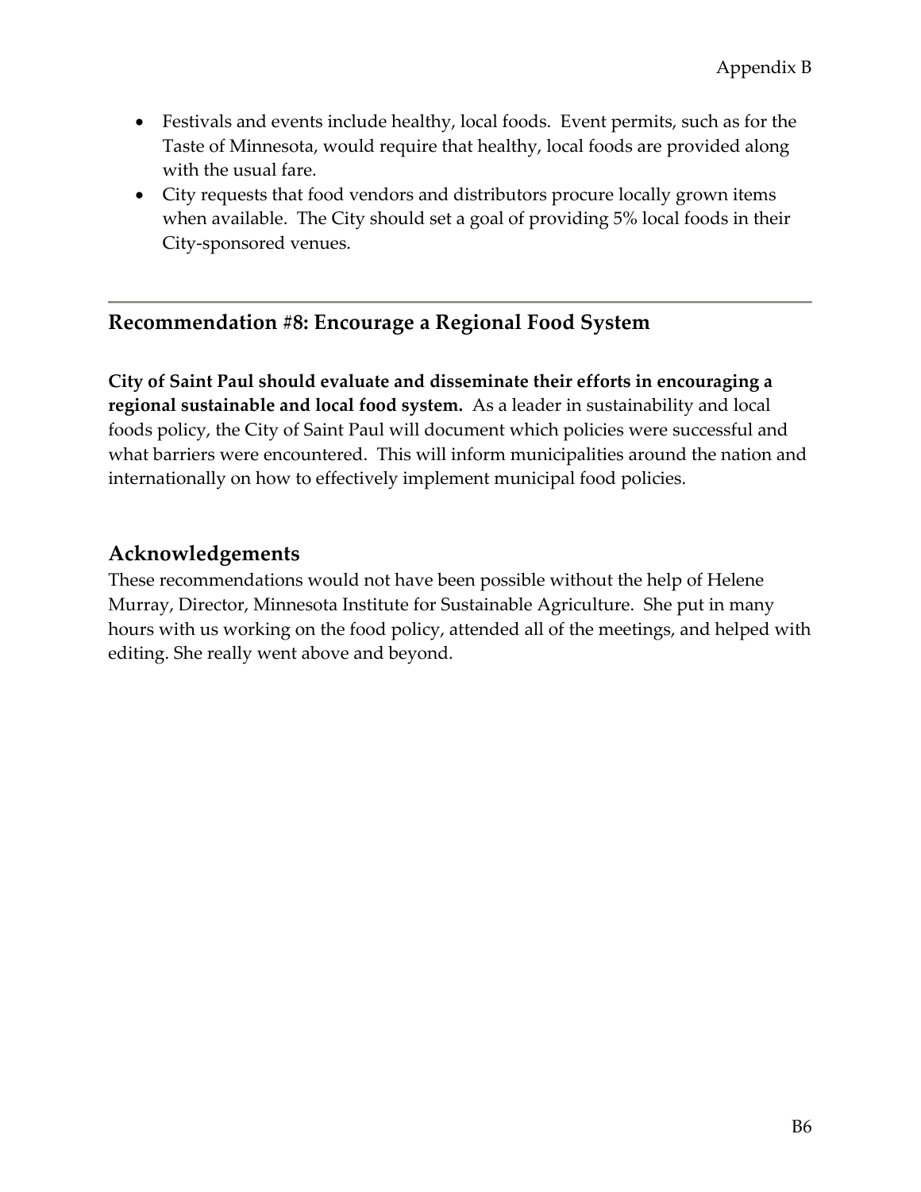- Festivals and events include healthy, local foods. Event permits, such as for the Taste of Minnesota, would require that healthy, local foods are provided along with the usual fare.
- City requests that food vendors and distributors procure locally grown items when available. The City should set a goal of providing 5% local foods in their City-sponsored venues.

---

## Recommendation #8: Encourage a Regional Food System

**City of Saint Paul should evaluate and disseminate their efforts in encouraging a regional sustainable and local food system.** As a leader in sustainability and local foods policy, the City of Saint Paul will document which policies were successful and what barriers were encountered. This will inform municipalities around the nation and internationally on how to effectively implement municipal food policies.

## Acknowledgements

These recommendations would not have been possible without the help of Helene Murray, Director, Minnesota Institute for Sustainable Agriculture. She put in many hours with us working on the food policy, attended all of the meetings, and helped with editing. She really went above and beyond.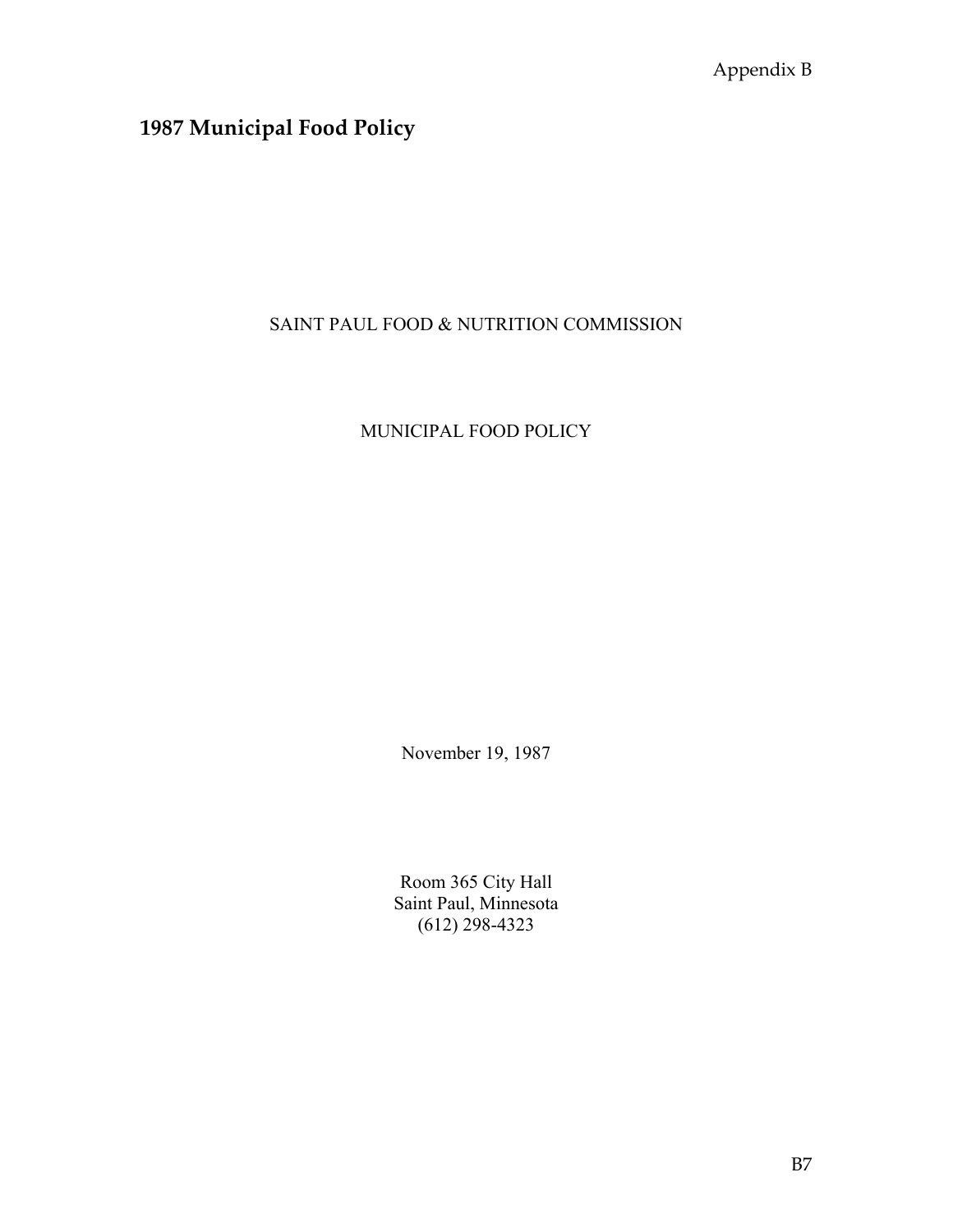Appendix B

# 1987 Municipal Food Policy

SAINT PAUL FOOD & NUTRITION COMMISSION

MUNICIPAL FOOD POLICY

November 19, 1987

Room 365 City Hall
Saint Paul, Minnesota
(612) 298-4323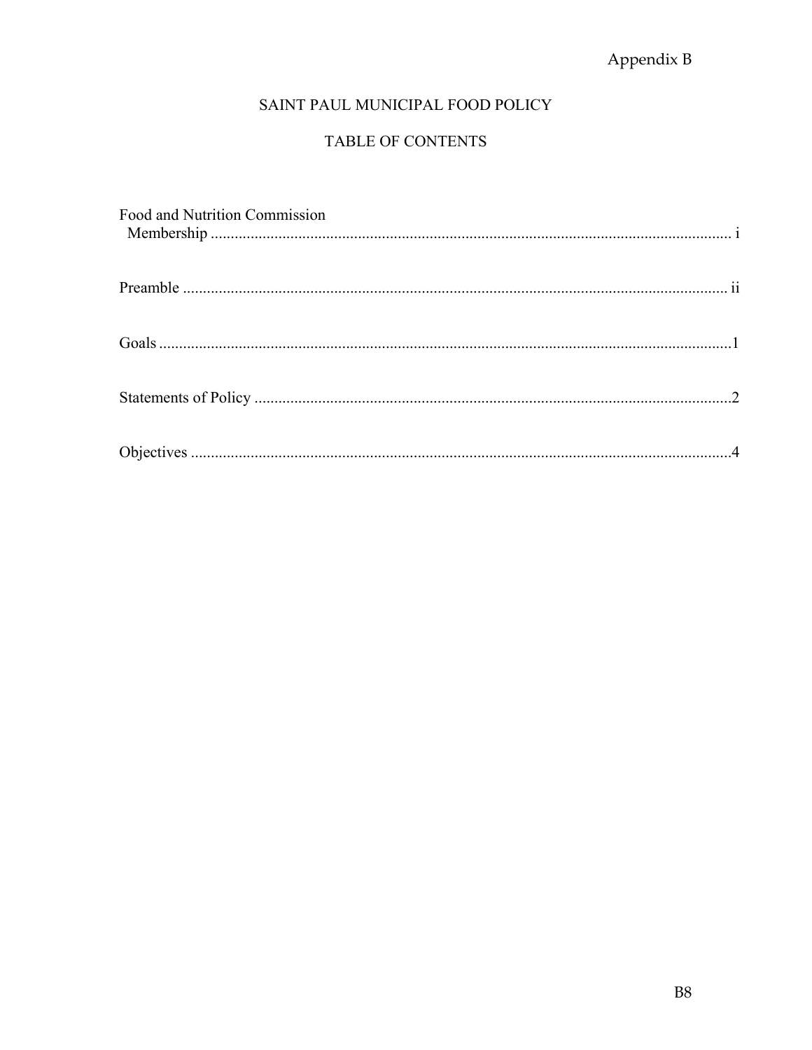# SAINT PAUL MUNICIPAL FOOD POLICY

## TABLE OF CONTENTS

Food and Nutrition Commission Membership ........ i

Preamble ........ ii

Goals ........ 1

Statements of Policy ........ 2

Objectives ........ 4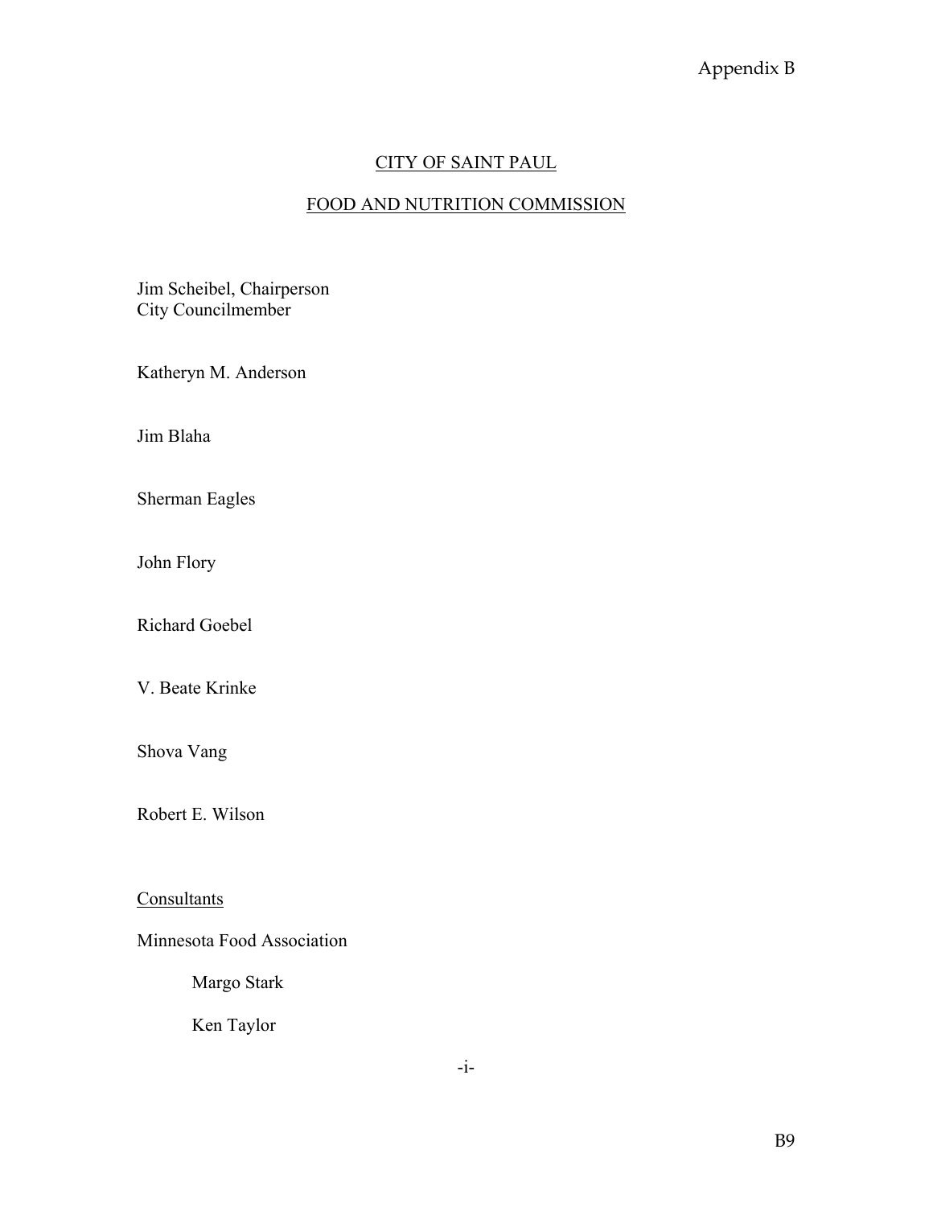Appendix B

## CITY OF SAINT PAUL

## FOOD AND NUTRITION COMMISSION

Jim Scheibel, Chairperson
City Councilmember

Katheryn M. Anderson

Jim Blaha

Sherman Eagles

John Flory

Richard Goebel

V. Beate Krinke

Shova Vang

Robert E. Wilson

Consultants

Minnesota Food Association

Margo Stark

Ken Taylor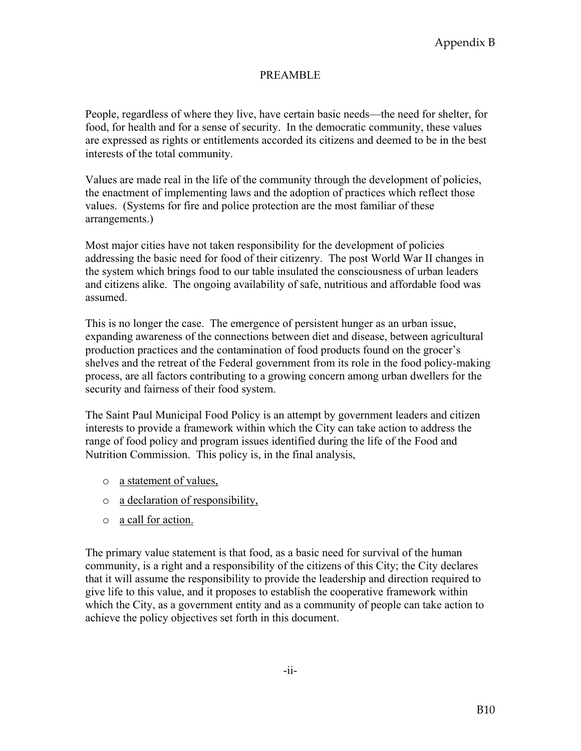## PREAMBLE

People, regardless of where they live, have certain basic needs—the need for shelter, for food, for health and for a sense of security. In the democratic community, these values are expressed as rights or entitlements accorded its citizens and deemed to be in the best interests of the total community.

Values are made real in the life of the community through the development of policies, the enactment of implementing laws and the adoption of practices which reflect those values. (Systems for fire and police protection are the most familiar of these arrangements.)

Most major cities have not taken responsibility for the development of policies addressing the basic need for food of their citizenry. The post World War II changes in the system which brings food to our table insulated the consciousness of urban leaders and citizens alike. The ongoing availability of safe, nutritious and affordable food was assumed.

This is no longer the case. The emergence of persistent hunger as an urban issue, expanding awareness of the connections between diet and disease, between agricultural production practices and the contamination of food products found on the grocer's shelves and the retreat of the Federal government from its role in the food policy-making process, are all factors contributing to a growing concern among urban dwellers for the security and fairness of their food system.

The Saint Paul Municipal Food Policy is an attempt by government leaders and citizen interests to provide a framework within which the City can take action to address the range of food policy and program issues identified during the life of the Food and Nutrition Commission. This policy is, in the final analysis,

- a statement of values,
- a declaration of responsibility,
- a call for action.

The primary value statement is that food, as a basic need for survival of the human community, is a right and a responsibility of the citizens of this City; the City declares that it will assume the responsibility to provide the leadership and direction required to give life to this value, and it proposes to establish the cooperative framework within which the City, as a government entity and as a community of people can take action to achieve the policy objectives set forth in this document.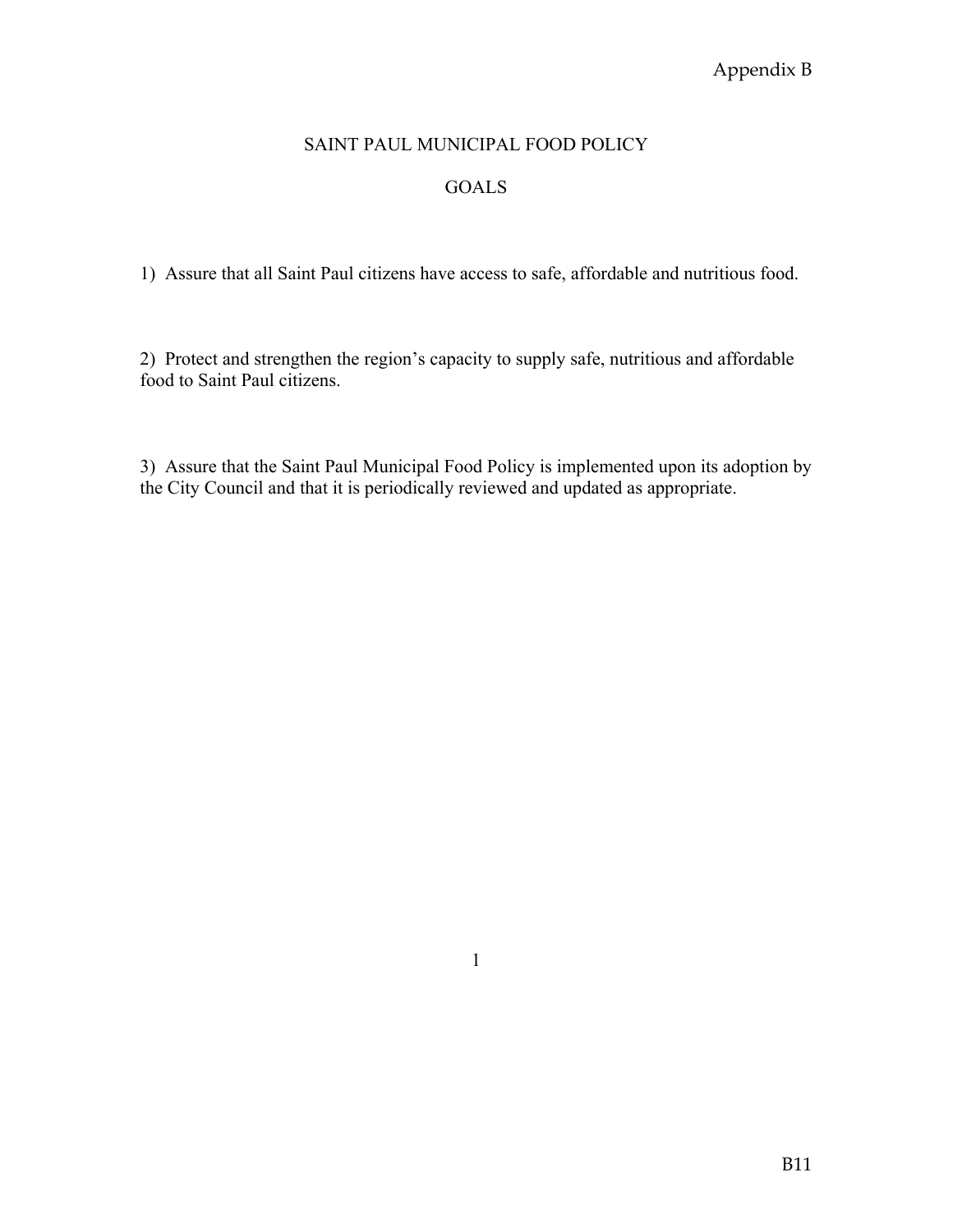# SAINT PAUL MUNICIPAL FOOD POLICY

## GOALS

1) Assure that all Saint Paul citizens have access to safe, affordable and nutritious food.

2) Protect and strengthen the region's capacity to supply safe, nutritious and affordable food to Saint Paul citizens.

3) Assure that the Saint Paul Municipal Food Policy is implemented upon its adoption by the City Council and that it is periodically reviewed and updated as appropriate.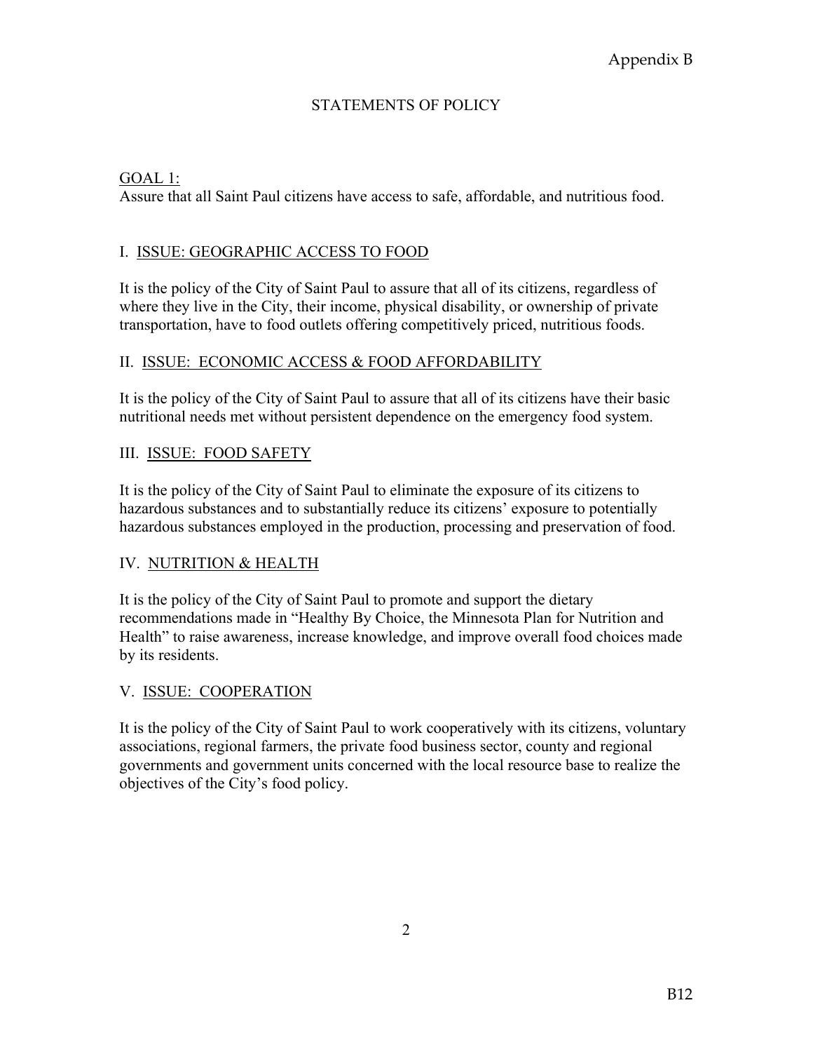Appendix B

# STATEMENTS OF POLICY

GOAL 1:
Assure that all Saint Paul citizens have access to safe, affordable, and nutritious food.

## I. ISSUE: GEOGRAPHIC ACCESS TO FOOD

It is the policy of the City of Saint Paul to assure that all of its citizens, regardless of where they live in the City, their income, physical disability, or ownership of private transportation, have to food outlets offering competitively priced, nutritious foods.

## II. ISSUE: ECONOMIC ACCESS & FOOD AFFORDABILITY

It is the policy of the City of Saint Paul to assure that all of its citizens have their basic nutritional needs met without persistent dependence on the emergency food system.

## III. ISSUE: FOOD SAFETY

It is the policy of the City of Saint Paul to eliminate the exposure of its citizens to hazardous substances and to substantially reduce its citizens' exposure to potentially hazardous substances employed in the production, processing and preservation of food.

## IV. NUTRITION & HEALTH

It is the policy of the City of Saint Paul to promote and support the dietary recommendations made in "Healthy By Choice, the Minnesota Plan for Nutrition and Health" to raise awareness, increase knowledge, and improve overall food choices made by its residents.

## V. ISSUE: COOPERATION

It is the policy of the City of Saint Paul to work cooperatively with its citizens, voluntary associations, regional farmers, the private food business sector, county and regional governments and government units concerned with the local resource base to realize the objectives of the City's food policy.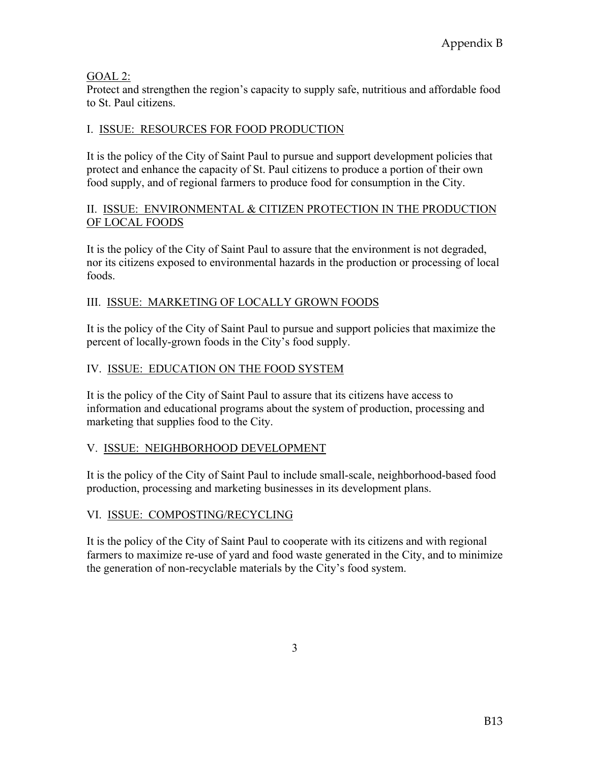## GOAL 2:

Protect and strengthen the region's capacity to supply safe, nutritious and affordable food to St. Paul citizens.

### I. ISSUE: RESOURCES FOR FOOD PRODUCTION

It is the policy of the City of Saint Paul to pursue and support development policies that protect and enhance the capacity of St. Paul citizens to produce a portion of their own food supply, and of regional farmers to produce food for consumption in the City.

### II. ISSUE: ENVIRONMENTAL & CITIZEN PROTECTION IN THE PRODUCTION OF LOCAL FOODS

It is the policy of the City of Saint Paul to assure that the environment is not degraded, nor its citizens exposed to environmental hazards in the production or processing of local foods.

### III. ISSUE: MARKETING OF LOCALLY GROWN FOODS

It is the policy of the City of Saint Paul to pursue and support policies that maximize the percent of locally-grown foods in the City's food supply.

### IV. ISSUE: EDUCATION ON THE FOOD SYSTEM

It is the policy of the City of Saint Paul to assure that its citizens have access to information and educational programs about the system of production, processing and marketing that supplies food to the City.

### V. ISSUE: NEIGHBORHOOD DEVELOPMENT

It is the policy of the City of Saint Paul to include small-scale, neighborhood-based food production, processing and marketing businesses in its development plans.

### VI. ISSUE: COMPOSTING/RECYCLING

It is the policy of the City of Saint Paul to cooperate with its citizens and with regional farmers to maximize re-use of yard and food waste generated in the City, and to minimize the generation of non-recyclable materials by the City's food system.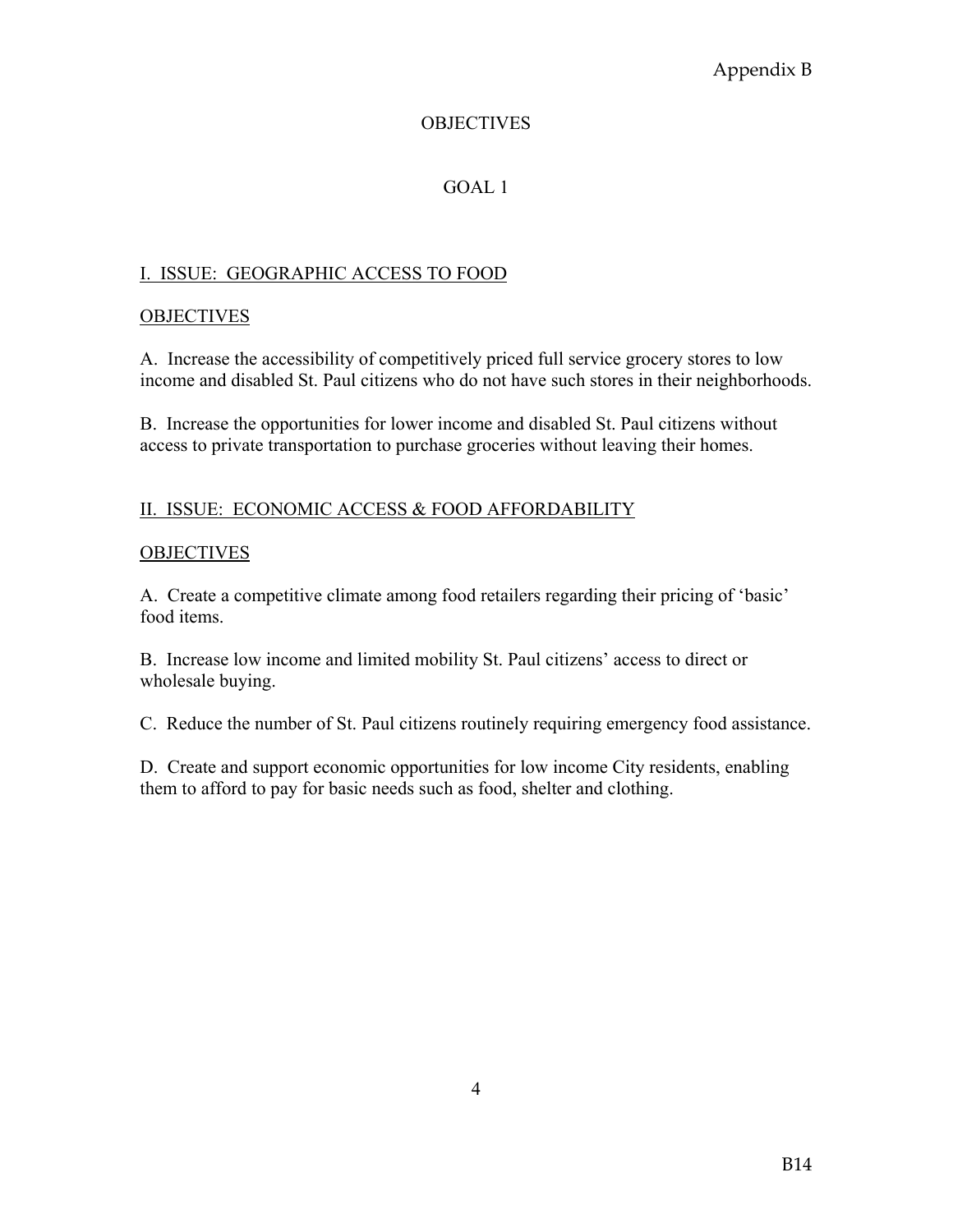# OBJECTIVES

## GOAL 1

### I. ISSUE: GEOGRAPHIC ACCESS TO FOOD

OBJECTIVES

A. Increase the accessibility of competitively priced full service grocery stores to low income and disabled St. Paul citizens who do not have such stores in their neighborhoods.

B. Increase the opportunities for lower income and disabled St. Paul citizens without access to private transportation to purchase groceries without leaving their homes.

### II. ISSUE: ECONOMIC ACCESS & FOOD AFFORDABILITY

OBJECTIVES

A. Create a competitive climate among food retailers regarding their pricing of 'basic' food items.

B. Increase low income and limited mobility St. Paul citizens' access to direct or wholesale buying.

C. Reduce the number of St. Paul citizens routinely requiring emergency food assistance.

D. Create and support economic opportunities for low income City residents, enabling them to afford to pay for basic needs such as food, shelter and clothing.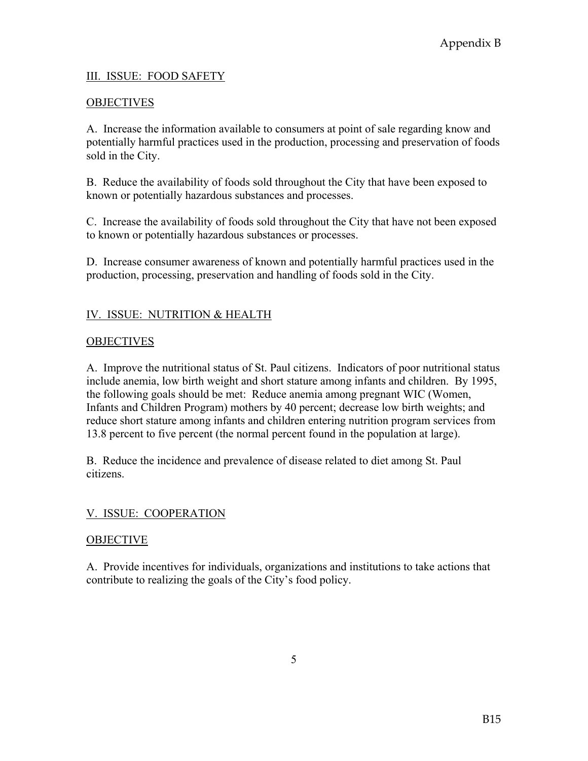## III. ISSUE: FOOD SAFETY

### OBJECTIVES

A. Increase the information available to consumers at point of sale regarding know and potentially harmful practices used in the production, processing and preservation of foods sold in the City.

B. Reduce the availability of foods sold throughout the City that have been exposed to known or potentially hazardous substances and processes.

C. Increase the availability of foods sold throughout the City that have not been exposed to known or potentially hazardous substances or processes.

D. Increase consumer awareness of known and potentially harmful practices used in the production, processing, preservation and handling of foods sold in the City.

## IV. ISSUE: NUTRITION & HEALTH

### OBJECTIVES

A. Improve the nutritional status of St. Paul citizens. Indicators of poor nutritional status include anemia, low birth weight and short stature among infants and children. By 1995, the following goals should be met: Reduce anemia among pregnant WIC (Women, Infants and Children Program) mothers by 40 percent; decrease low birth weights; and reduce short stature among infants and children entering nutrition program services from 13.8 percent to five percent (the normal percent found in the population at large).

B. Reduce the incidence and prevalence of disease related to diet among St. Paul citizens.

## V. ISSUE: COOPERATION

### OBJECTIVE

A. Provide incentives for individuals, organizations and institutions to take actions that contribute to realizing the goals of the City's food policy.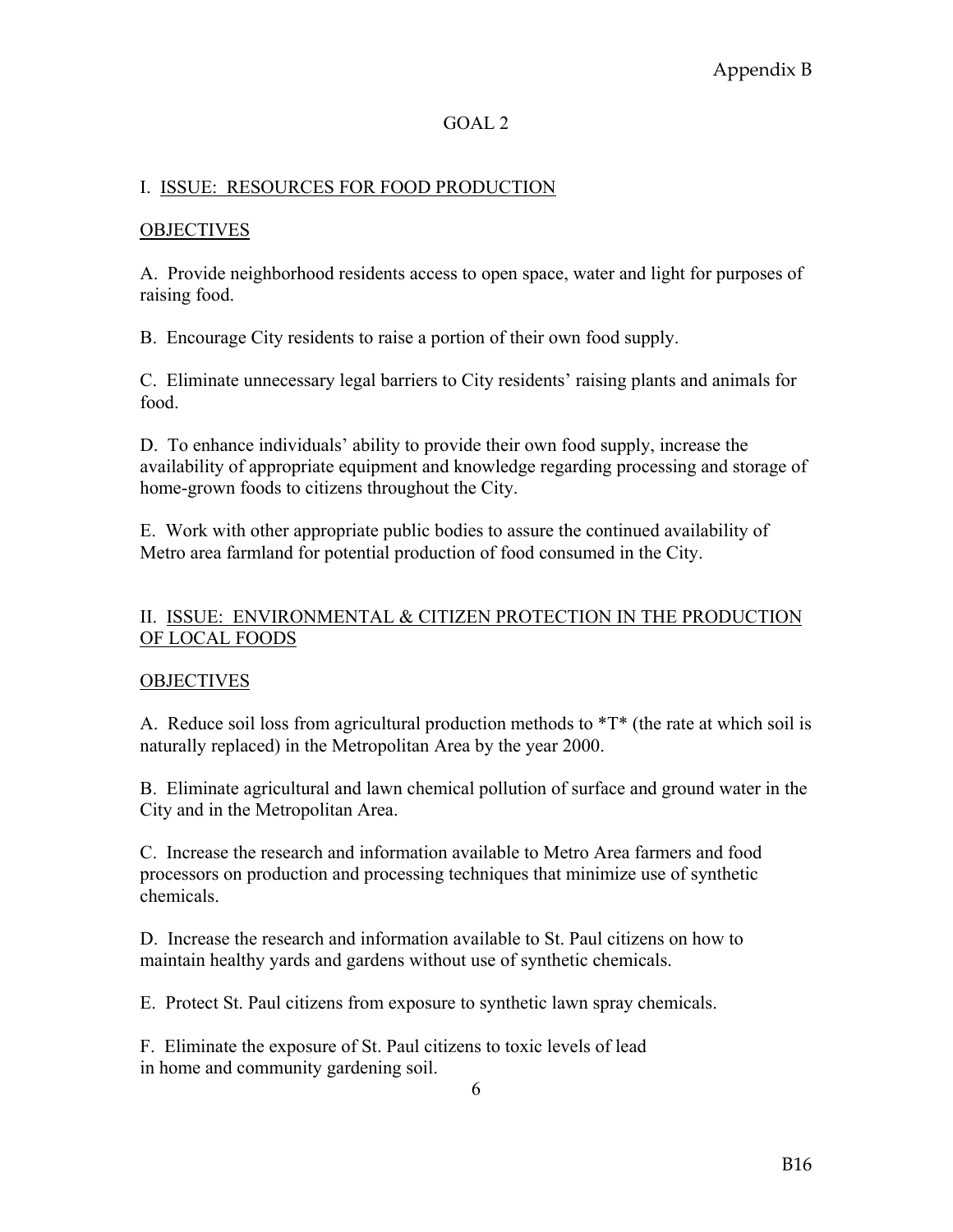## GOAL 2

### I. ISSUE: RESOURCES FOR FOOD PRODUCTION

#### OBJECTIVES

A. Provide neighborhood residents access to open space, water and light for purposes of raising food.

B. Encourage City residents to raise a portion of their own food supply.

C. Eliminate unnecessary legal barriers to City residents' raising plants and animals for food.

D. To enhance individuals' ability to provide their own food supply, increase the availability of appropriate equipment and knowledge regarding processing and storage of home-grown foods to citizens throughout the City.

E. Work with other appropriate public bodies to assure the continued availability of Metro area farmland for potential production of food consumed in the City.

### II. ISSUE: ENVIRONMENTAL & CITIZEN PROTECTION IN THE PRODUCTION OF LOCAL FOODS

#### OBJECTIVES

A. Reduce soil loss from agricultural production methods to *T* (the rate at which soil is naturally replaced) in the Metropolitan Area by the year 2000.

B. Eliminate agricultural and lawn chemical pollution of surface and ground water in the City and in the Metropolitan Area.

C. Increase the research and information available to Metro Area farmers and food processors on production and processing techniques that minimize use of synthetic chemicals.

D. Increase the research and information available to St. Paul citizens on how to maintain healthy yards and gardens without use of synthetic chemicals.

E. Protect St. Paul citizens from exposure to synthetic lawn spray chemicals.

F. Eliminate the exposure of St. Paul citizens to toxic levels of lead in home and community gardening soil.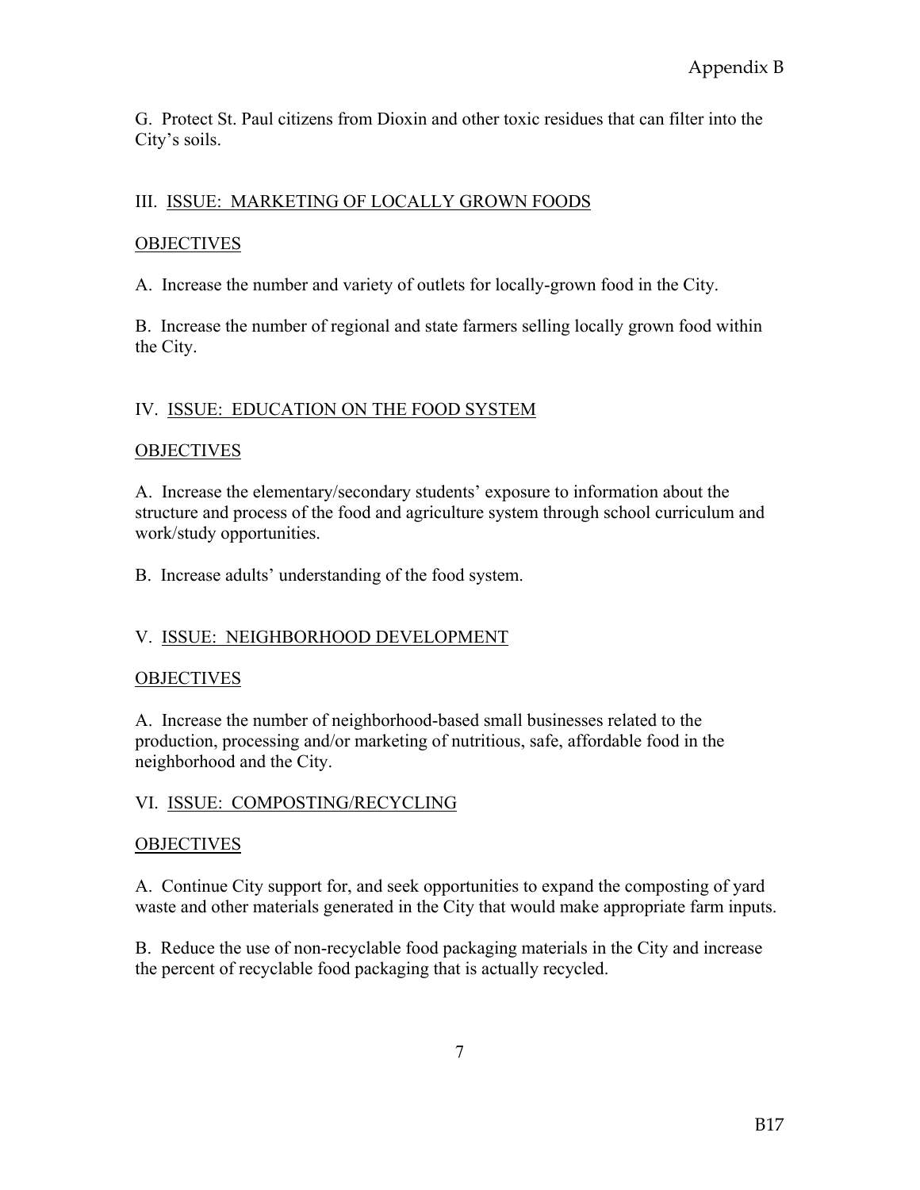G. Protect St. Paul citizens from Dioxin and other toxic residues that can filter into the City's soils.

## III. ISSUE: MARKETING OF LOCALLY GROWN FOODS

### OBJECTIVES

A. Increase the number and variety of outlets for locally-grown food in the City.

B. Increase the number of regional and state farmers selling locally grown food within the City.

## IV. ISSUE: EDUCATION ON THE FOOD SYSTEM

### OBJECTIVES

A. Increase the elementary/secondary students' exposure to information about the structure and process of the food and agriculture system through school curriculum and work/study opportunities.

B. Increase adults' understanding of the food system.

## V. ISSUE: NEIGHBORHOOD DEVELOPMENT

### OBJECTIVES

A. Increase the number of neighborhood-based small businesses related to the production, processing and/or marketing of nutritious, safe, affordable food in the neighborhood and the City.

## VI. ISSUE: COMPOSTING/RECYCLING

### OBJECTIVES

A. Continue City support for, and seek opportunities to expand the composting of yard waste and other materials generated in the City that would make appropriate farm inputs.

B. Reduce the use of non-recyclable food packaging materials in the City and increase the percent of recyclable food packaging that is actually recycled.